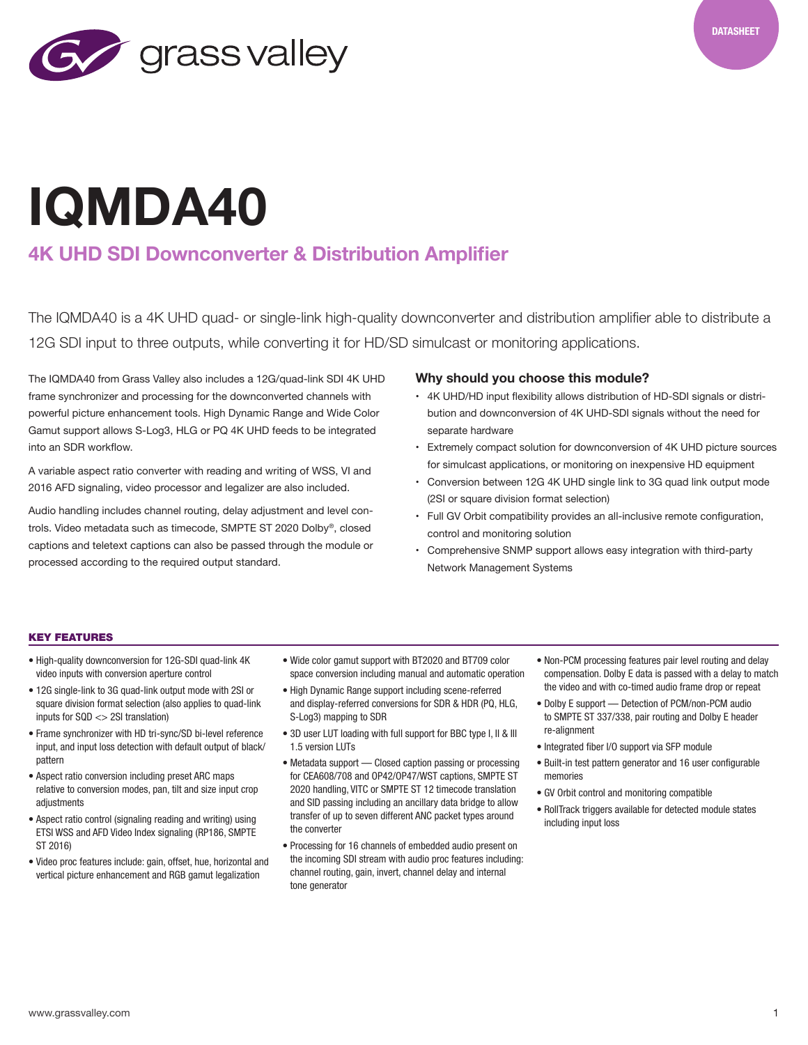DATASHEET

# IQMDA40

## 4K UHD SDI Downconverter & Distribution Amplifier

The IQMDA40 is a 4K UHD quad- or single-link high-quality downconverter and distribution amplifier able to distribute a 12G SDI input to three outputs, while converting it for HD/SD simulcast or monitoring applications.

The IQMDA40 from Grass Valley also includes a 12G/quad-link SDI 4K UHD frame synchronizer and processing for the downconverted channels with powerful picture enhancement tools. High Dynamic Range and Wide Color Gamut support allows S-Log3, HLG or PQ 4K UHD feeds to be integrated into an SDR workflow.

A variable aspect ratio converter with reading and writing of WSS, VI and 2016 AFD signaling, video processor and legalizer are also included.

Audio handling includes channel routing, delay adjustment and level controls. Video metadata such as timecode, SMPTE ST 2020 Dolby®, closed captions and teletext captions can also be passed through the module or processed according to the required output standard.

### Why should you choose this module?

- 4K UHD/HD input flexibility allows distribution of HD-SDI signals or distribution and downconversion of 4K UHD-SDI signals without the need for separate hardware
- Extremely compact solution for downconversion of 4K UHD picture sources for simulcast applications, or monitoring on inexpensive HD equipment
- Conversion between 12G 4K UHD single link to 3G quad link output mode (2SI or square division format selection)
- Full GV Orbit compatibility provides an all-inclusive remote configuration, control and monitoring solution
- Comprehensive SNMP support allows easy integration with third-party Network Management Systems

### KEY FEATURES

- High-quality downconversion for 12G-SDI quad-link 4K video inputs with conversion aperture control
- 12G single-link to 3G quad-link output mode with 2SI or square division format selection (also applies to quad-link inputs for SQD <> 2SI translation)
- Frame synchronizer with HD tri-sync/SD bi-level reference input, and input loss detection with default output of black/pattern
- Aspect ratio conversion including preset ARC maps relative to conversion modes, pan, tilt and size input crop adjustments
- Aspect ratio control (signaling reading and writing) using ETSI WSS and AFD Video Index signaling (RP186, SMPTE ST 2016)
- Video proc features include: gain, offset, hue, horizontal and vertical picture enhancement and RGB gamut legalization
- Wide color gamut support with BT2020 and BT709 color space conversion including manual and automatic operation
- High Dynamic Range support including scene-referred and display-referred conversions for SDR & HDR (PQ, HLG, S-Log3) mapping to SDR
- 3D user LUT loading with full support for BBC type I, II & III 1.5 version LUTs
- Metadata support — Closed caption passing or processing for CEA608/708 and OP42/OP47/WST captions, SMPTE ST 2020 handling, VITC or SMPTE ST 12 timecode translation and SID passing including an ancillary data bridge to allow transfer of up to seven different ANC packet types around the converter
- Processing for 16 channels of embedded audio present on the incoming SDI stream with audio proc features including: channel routing, gain, invert, channel delay and internal tone generator
- Non-PCM processing features pair level routing and delay compensation. Dolby E data is passed with a delay to match the video and with co-timed audio frame drop or repeat
- Dolby E support — Detection of PCM/non-PCM audio to SMPTE ST 337/338, pair routing and Dolby E header re-alignment
- Integrated fiber I/O support via SFP module
- Built-in test pattern generator and 16 user configurable memories
- GV Orbit control and monitoring compatible
- RollTrack triggers available for detected module states including input loss

www.grassvalley.com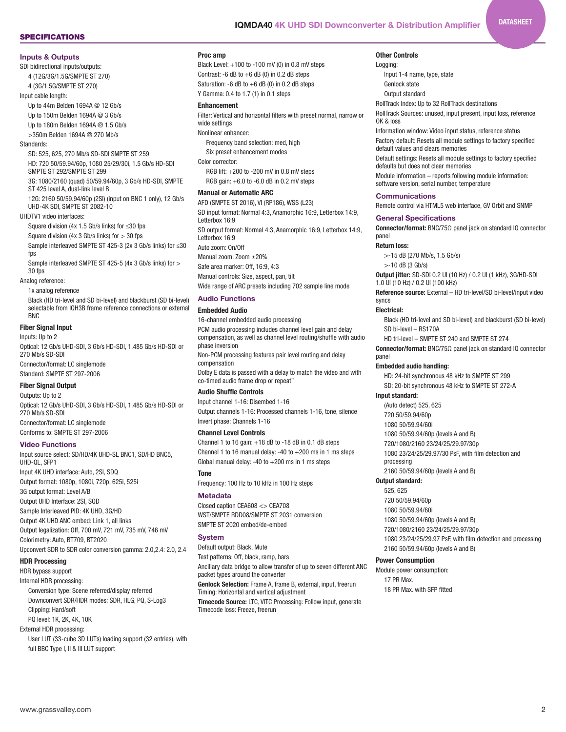## SPECIFICATIONS

### Inputs & Outputs

SDI bidirectional inputs/outputs:

- 4 (12G/3G/1.5G/SMPTE ST 270)
- 4 (3G/1.5G/SMPTE ST 270)

Input cable length:

- Up to 44m Belden 1694A @ 12 Gb/s
- Up to 150m Belden 1694A @ 3 Gb/s
- Up to 180m Belden 1694A @ 1.5 Gb/s
- >350m Belden 1694A @ 270 Mb/s

Standards:

- SD: 525, 625, 270 Mb/s SD-SDI SMPTE ST 259
- HD: 720 50/59.94/60p, 1080 25/29/30i, 1.5 Gb/s HD-SDI SMPTE ST 292/SMPTE ST 299
- 3G: 1080/2160 (quad) 50/59.94/60p, 3 Gb/s HD-SDI, SMPTE ST 425 level A, dual-link level B
- 12G: 2160 50/59.94/60p (2SI) (input on BNC 1 only), 12 Gb/s UHD-4K SDI, SMPTE ST 2082-10

UHDTV1 video interfaces:

- Square division (4x 1.5 Gb/s links) for ≤30 fps
- Square division (4x 3 Gb/s links) for > 30 fps
- Sample interleaved SMPTE ST 425-3 (2x 3 Gb/s links) for ≤30 fps
- Sample interleaved SMPTE ST 425-5 (4x 3 Gb/s links) for > 30 fps

Analog reference:

- 1x analog reference
- Black (HD tri-level and SD bi-level) and blackburst (SD bi-level) selectable from IQH3B frame reference connections or external BNC

#### Fiber Signal Input

Inputs: Up to 2

Optical: 12 Gb/s UHD-SDI, 3 Gb/s HD-SDI, 1.485 Gb/s HD-SDI or 270 Mb/s SD-SDI

Connector/format: LC singlemode

Standard: SMPTE ST 297-2006

#### Fiber Signal Output

Outputs: Up to 2

Optical: 12 Gb/s UHD-SDI, 3 Gb/s HD-SDI, 1.485 Gb/s HD-SDI or 270 Mb/s SD-SDI

Connector/format: LC singlemode

Conforms to: SMPTE ST 297-2006

### Video Functions

Input source select: SD/HD/4K UHD-SL BNC1, SD/HD BNC5, UHD-QL, SFP1

Input 4K UHD interface: Auto, 2SI, SDQ

Output format: 1080p, 1080i, 720p, 625i, 525i

3G output format: Level A/B

Output UHD Interface: 2SI, SQD

Sample Interleaved PID: 4K UHD, 3G/HD

Output 4K UHD ANC embed: Link 1, all links

Output legalization: Off, 700 mV, 721 mV, 735 mV, 746 mV

Colorimetry: Auto, BT709, BT2020

Upconvert SDR to SDR color conversion gamma: 2.0,2.4: 2.0, 2.4

#### HDR Processing

HDR bypass support

Internal HDR processing:

- Conversion type: Scene referred/display referred
- Downconvert SDR/HDR modes: SDR, HLG, PQ, S-Log3
- Clipping: Hard/soft
- PQ level: 1K, 2K, 4K, 10K

External HDR processing:

- User LUT (33-cube 3D LUTs) loading support (32 entries), with full BBC Type I, II & III LUT support

#### Proc amp

Black Level: +100 to -100 mV (0) in 0.8 mV steps

Contrast: -6 dB to +6 dB (0) in 0.2 dB steps

Saturation: -6 dB to +6 dB (0) in 0.2 dB steps

Y Gamma: 0.4 to 1.7 (1) in 0.1 steps

#### Enhancement

Filter: Vertical and horizontal filters with preset normal, narrow or wide settings

Nonlinear enhancer:

- Frequency band selection: med, high
- Six preset enhancement modes

Color corrector:

- RGB lift: +200 to -200 mV in 0.8 mV steps
- RGB gain: +6.0 to -6.0 dB in 0.2 dB steps

#### Manual or Automatic ARC

AFD (SMPTE ST 2016), VI (RP186), WSS (L23)

SD input format: Normal 4:3, Anamorphic 16:9, Letterbox 14:9, Letterbox 16:9

SD output format: Normal 4:3, Anamorphic 16:9, Letterbox 14:9, Letterbox 16:9

Auto zoom: On/Off

Manual zoom: Zoom ±20%

Safe area marker: Off, 16:9, 4:3

Manual controls: Size, aspect, pan, tilt

Wide range of ARC presets including 702 sample line mode

### Audio Functions

#### Embedded Audio

16-channel embedded audio processing

PCM audio processing includes channel level gain and delay compensation, as well as channel level routing/shuffle with audio phase inversion

Non-PCM processing features pair level routing and delay compensation

Dolby E data is passed with a delay to match the video and with co-timed audio frame drop or repeat"

#### Audio Shuffle Controls

Input channel 1-16: Disembed 1-16

Output channels 1-16: Processed channels 1-16, tone, silence

Invert phase: Channels 1-16

#### Channel Level Controls

Channel 1 to 16 gain: +18 dB to -18 dB in 0.1 dB steps

Channel 1 to 16 manual delay: -40 to +200 ms in 1 ms steps

Global manual delay: -40 to +200 ms in 1 ms steps

#### Tone

Frequency: 100 Hz to 10 kHz in 100 Hz steps

### Metadata

Closed caption CEA608 <> CEA708

WST/SMPTE RDD08/SMPTE ST 2031 conversion

SMPTE ST 2020 embed/de-embed

### System

Default output: Black, Mute

Test patterns: Off, black, ramp, bars

Ancillary data bridge to allow transfer of up to seven different ANC packet types around the converter

**Genlock Selection:** Frame A, frame B, external, input, freerun
Timing: Horizontal and vertical adjustment

**Timecode Source:** LTC, VITC Processing: Follow input, generate
Timecode loss: Freeze, freerun

#### Other Controls

Logging:

- Input 1-4 name, type, state
- Genlock state
- Output standard

RollTrack Index: Up to 32 RollTrack destinations

RollTrack Sources: unused, input present, input loss, reference OK & loss

Information window: Video input status, reference status

Factory default: Resets all module settings to factory specified default values and clears memories

Default settings: Resets all module settings to factory specified defaults but does not clear memories

Module information – reports following module information: software version, serial number, temperature

### Communications

Remote control via HTML5 web interface, GV Orbit and SNMP

### General Specifications

**Connector/format:** BNC/75Ω panel jack on standard IQ connector panel

**Return loss:**

- >-15 dB (270 Mb/s, 1.5 Gb/s)
- >-10 dB (3 Gb/s)

**Output jitter:** SD-SDI 0.2 UI (10 Hz) / 0.2 UI (1 kHz), 3G/HD-SDI 1.0 UI (10 Hz) / 0.2 UI (100 kHz)

**Reference source:** External – HD tri-level/SD bi-level/input video syncs

**Electrical:**

- Black (HD tri-level and SD bi-level) and blackburst (SD bi-level)
- SD bi-level – RS170A
- HD tri-level – SMPTE ST 240 and SMPTE ST 274

**Connector/format:** BNC/75Ω panel jack on standard IQ connector panel

**Embedded audio handling:**

- HD: 24-bit synchronous 48 kHz to SMPTE ST 299
- SD: 20-bit synchronous 48 kHz to SMPTE ST 272-A

**Input standard:**

- (Auto detect) 525, 625
- 720 50/59.94/60p
- 1080 50/59.94/60i
- 1080 50/59.94/60p (levels A and B)
- 720/1080/2160 23/24/25/29.97/30p
- 1080 23/24/25/29.97/30 PsF, with film detection and processing
- 2160 50/59.94/60p (levels A and B)

**Output standard:**

- 525, 625
- 720 50/59.94/60p
- 1080 50/59.94/60i
- 1080 50/59.94/60p (levels A and B)
- 720/1080/2160 23/24/25/29.97/30p
- 1080 23/24/25/29.97 PsF, with film detection and processing
- 2160 50/59.94/60p (levels A and B)

#### Power Consumption

Module power consumption:

- 17 PR Max.
- 18 PR Max. with SFP fitted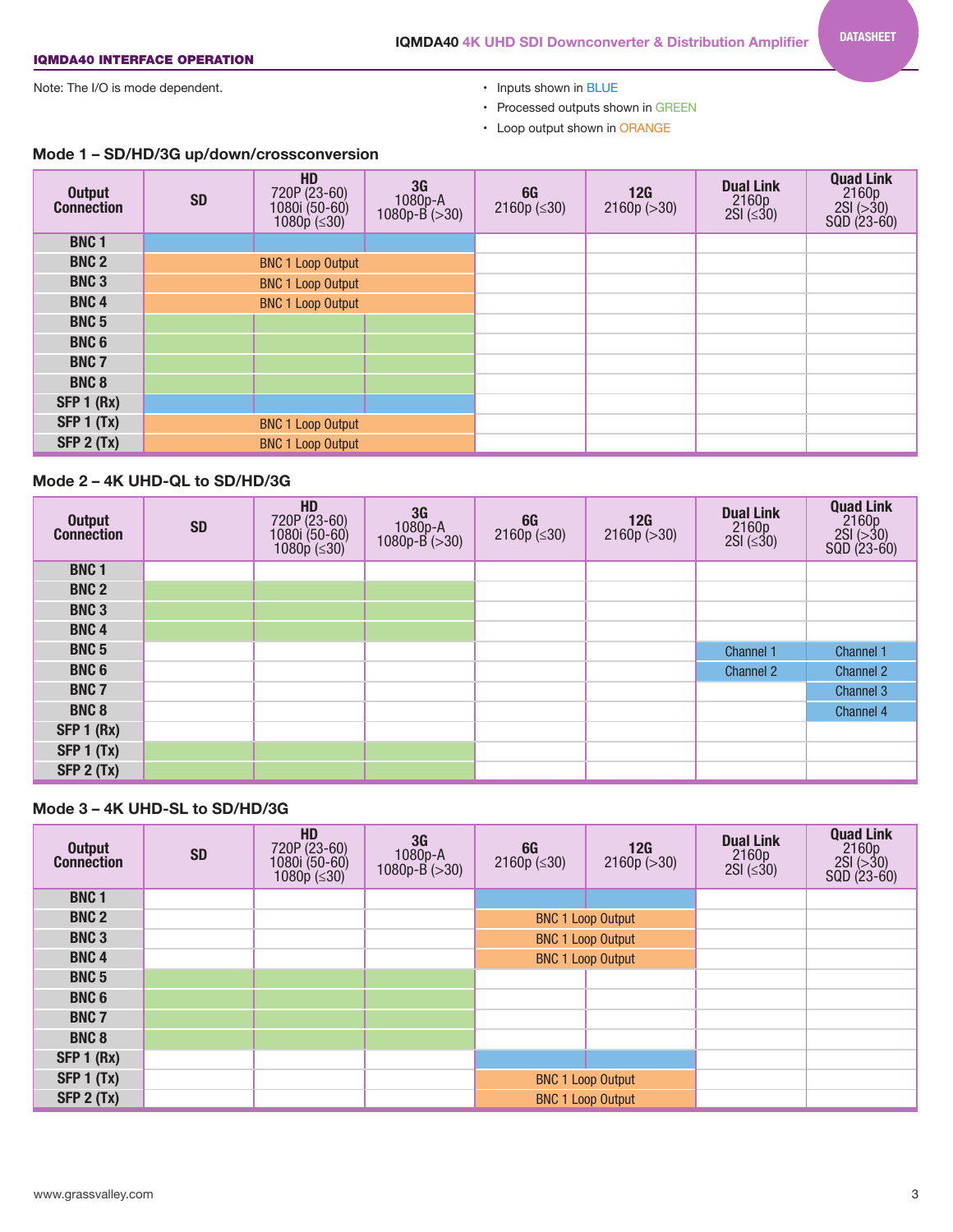## IQMDA40 INTERFACE OPERATION

Note: The I/O is mode dependent.

- Inputs shown in BLUE
- Processed outputs shown in GREEN
- Loop output shown in ORANGE

### Mode 1 – SD/HD/3G up/down/crossconversion

| Output Connection | SD | HD 720P (23-60) 1080i (50-60) 1080p (≤30) | 3G 1080p-A 1080p-B (>30) | 6G 2160p (≤30) | 12G 2160p (>30) | Dual Link 2160p 2SI (≤30) | Quad Link 2160p 2SI (>30) SQD (23-60) |
|---|---|---|---|---|---|---|---|
| BNC 1 | Input | Input | Input | | | | |
| BNC 2 | BNC 1 Loop Output | BNC 1 Loop Output | BNC 1 Loop Output | | | | |
| BNC 3 | BNC 1 Loop Output | BNC 1 Loop Output | BNC 1 Loop Output | | | | |
| BNC 4 | BNC 1 Loop Output | BNC 1 Loop Output | BNC 1 Loop Output | | | | |
| BNC 5 | Processed output | Processed output | Processed output | | | | |
| BNC 6 | Processed output | Processed output | Processed output | | | | |
| BNC 7 | Processed output | Processed output | Processed output | | | | |
| BNC 8 | Processed output | Processed output | Processed output | | | | |
| SFP 1 (Rx) | Input | Input | Input | | | | |
| SFP 1 (Tx) | BNC 1 Loop Output | BNC 1 Loop Output | BNC 1 Loop Output | | | | |
| SFP 2 (Tx) | BNC 1 Loop Output | BNC 1 Loop Output | BNC 1 Loop Output | | | | |

### Mode 2 – 4K UHD-QL to SD/HD/3G

| Output Connection | SD | HD 720P (23-60) 1080i (50-60) 1080p (≤30) | 3G 1080p-A 1080p-B (>30) | 6G 2160p (≤30) | 12G 2160p (>30) | Dual Link 2160p 2SI (≤30) | Quad Link 2160p 2SI (>30) SQD (23-60) |
|---|---|---|---|---|---|---|---|
| BNC 1 | | | | | | | |
| BNC 2 | Processed output | Processed output | Processed output | | | | |
| BNC 3 | Processed output | Processed output | Processed output | | | | |
| BNC 4 | Processed output | Processed output | Processed output | | | | |
| BNC 5 | | | | | | Channel 1 | Channel 1 |
| BNC 6 | | | | | | Channel 2 | Channel 2 |
| BNC 7 | | | | | | | Channel 3 |
| BNC 8 | | | | | | | Channel 4 |
| SFP 1 (Rx) | | | | | | | |
| SFP 1 (Tx) | Processed output | Processed output | Processed output | | | | |
| SFP 2 (Tx) | Processed output | Processed output | Processed output | | | | |

### Mode 3 – 4K UHD-SL to SD/HD/3G

| Output Connection | SD | HD 720P (23-60) 1080i (50-60) 1080p (≤30) | 3G 1080p-A 1080p-B (>30) | 6G 2160p (≤30) | 12G 2160p (>30) | Dual Link 2160p 2SI (≤30) | Quad Link 2160p 2SI (>30) SQD (23-60) |
|---|---|---|---|---|---|---|---|
| BNC 1 | | | | Input | Input | | |
| BNC 2 | | | | BNC 1 Loop Output | BNC 1 Loop Output | | |
| BNC 3 | | | | BNC 1 Loop Output | BNC 1 Loop Output | | |
| BNC 4 | | | | BNC 1 Loop Output | BNC 1 Loop Output | | |
| BNC 5 | Processed output | Processed output | Processed output | | | | |
| BNC 6 | Processed output | Processed output | Processed output | | | | |
| BNC 7 | Processed output | Processed output | Processed output | | | | |
| BNC 8 | Processed output | Processed output | Processed output | | | | |
| SFP 1 (Rx) | | | | Input | Input | | |
| SFP 1 (Tx) | | | | BNC 1 Loop Output | BNC 1 Loop Output | | |
| SFP 2 (Tx) | | | | BNC 1 Loop Output | BNC 1 Loop Output | | |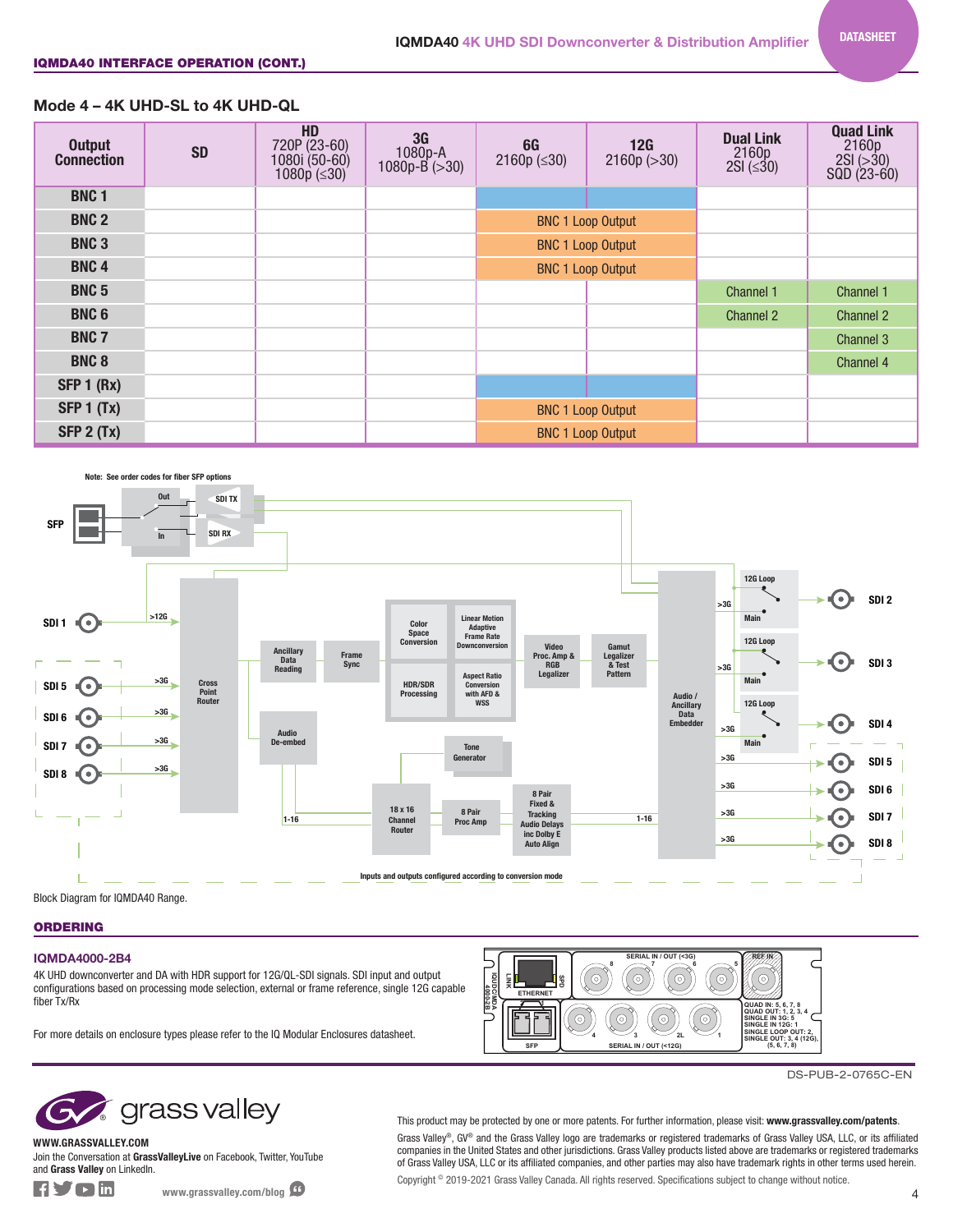## IQMDA40 INTERFACE OPERATION (CONT.)

### Mode 4 – 4K UHD-SL to 4K UHD-QL

| Output Connection | SD | HD 720P (23-60) 1080i (50-60) 1080p (≤30) | 3G 1080p-A 1080p-B (>30) | 6G 2160p (≤30) | 12G 2160p (>30) | Dual Link 2160p 2SI (≤30) | Quad Link 2160p 2SI (>30) SQD (23-60) |
|---|---|---|---|---|---|---|---|
| BNC 1 | | | | | | | |
| BNC 2 | | | | BNC 1 Loop Output | | | |
| BNC 3 | | | | BNC 1 Loop Output | | | |
| BNC 4 | | | | BNC 1 Loop Output | | | |
| BNC 5 | | | | | | Channel 1 | Channel 1 |
| BNC 6 | | | | | | Channel 2 | Channel 2 |
| BNC 7 | | | | | | | Channel 3 |
| BNC 8 | | | | | | | Channel 4 |
| SFP 1 (Rx) | | | | | | | |
| SFP 1 (Tx) | | | | BNC 1 Loop Output | | | |
| SFP 2 (Tx) | | | | BNC 1 Loop Output | | | |

Block Diagram for IQMDA40 Range.

## ORDERING

### IQMDA4000-2B4

4K UHD downconverter and DA with HDR support for 12G/QL-SDI signals. SDI input and output configurations based on processing mode selection, external or frame reference, single 12G capable fiber Tx/Rx

For more details on enclosure types please refer to the IQ Modular Enclosures datasheet.

DS-PUB-2-0765C-EN

WWW.GRASSVALLEY.COM

Join the Conversation at **GrassValleyLive** on Facebook, Twitter, YouTube and **Grass Valley** on LinkedIn.

www.grassvalley.com/blog

This product may be protected by one or more patents. For further information, please visit: **www.grassvalley.com/patents**.

Grass Valley®, GV® and the Grass Valley logo are trademarks or registered trademarks of Grass Valley USA, LLC, or its affiliated companies in the United States and other jurisdictions. Grass Valley products listed above are trademarks or registered trademarks of Grass Valley USA, LLC or its affiliated companies, and other parties may also have trademark rights in other terms used herein.

Copyright © 2019-2021 Grass Valley Canada. All rights reserved. Specifications subject to change without notice.